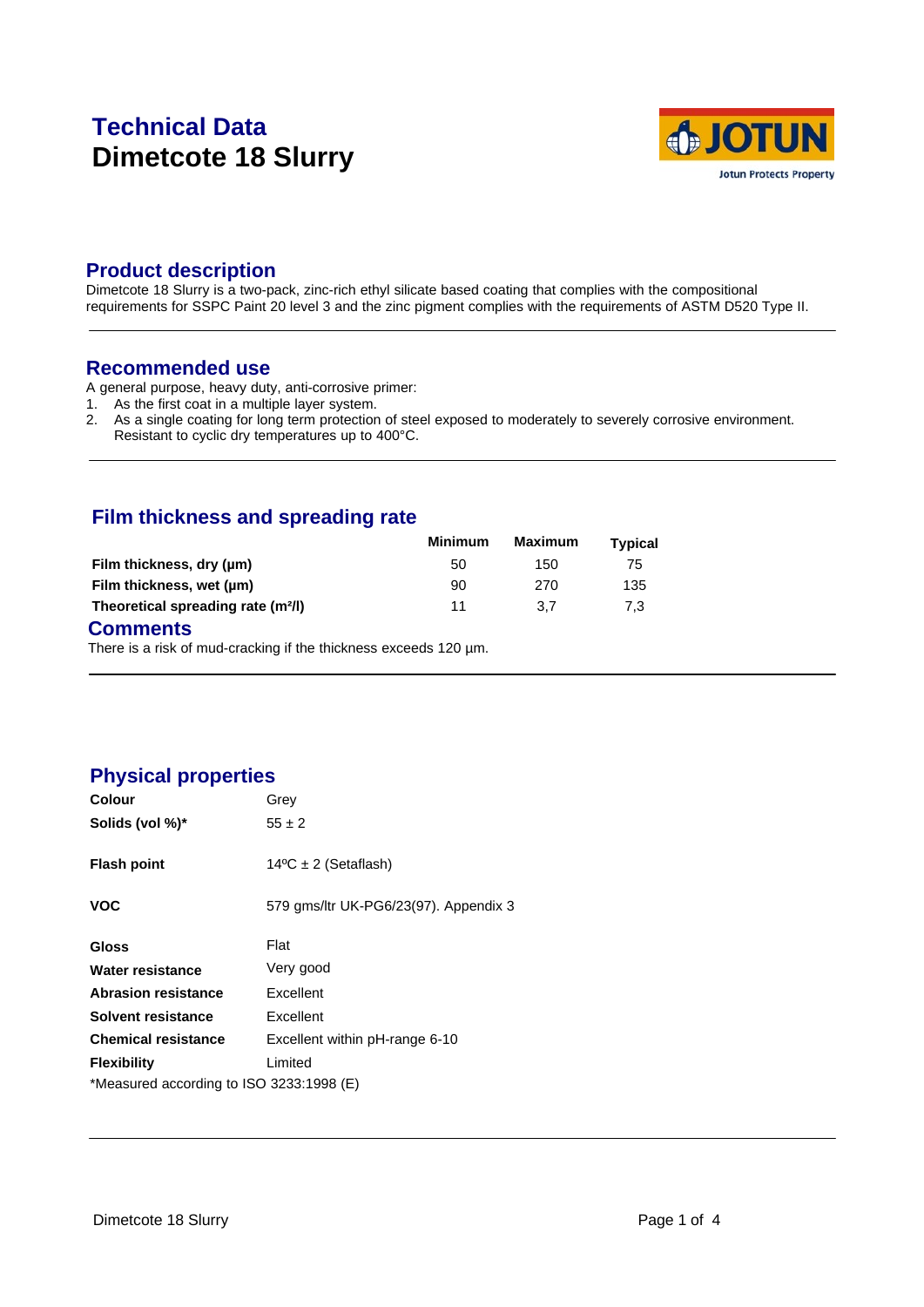# Technical Data
# Dimetcote 18 Slurry

## Product description

Dimetcote 18 Slurry is a two-pack, zinc-rich ethyl silicate based coating that complies with the compositional requirements for SSPC Paint 20 level 3 and the zinc pigment complies with the requirements of ASTM D520 Type II.

---

## Recommended use

A general purpose, heavy duty, anti-corrosive primer:

1. As the first coat in a multiple layer system.
2. As a single coating for long term protection of steel exposed to moderately to severely corrosive environment. Resistant to cyclic dry temperatures up to 400°C.

---

## Film thickness and spreading rate

| | Minimum | Maximum | Typical |
|---|---|---|---|
| **Film thickness, dry (µm)** | 50 | 150 | 75 |
| **Film thickness, wet (µm)** | 90 | 270 | 135 |
| **Theoretical spreading rate (m²/l)** | 11 | 3,7 | 7,3 |

## Comments

There is a risk of mud-cracking if the thickness exceeds 120 µm.

---

## Physical properties

| | |
|---|---|
| **Colour** | Grey |
| **Solids (vol %)*** | 55 ± 2 |
| **Flash point** | 14ºC ± 2 (Setaflash) |
| **VOC** | 579 gms/ltr UK-PG6/23(97). Appendix 3 |
| **Gloss** | Flat |
| **Water resistance** | Very good |
| **Abrasion resistance** | Excellent |
| **Solvent resistance** | Excellent |
| **Chemical resistance** | Excellent within pH-range 6-10 |
| **Flexibility** | Limited |

*Measured according to ISO 3233:1998 (E)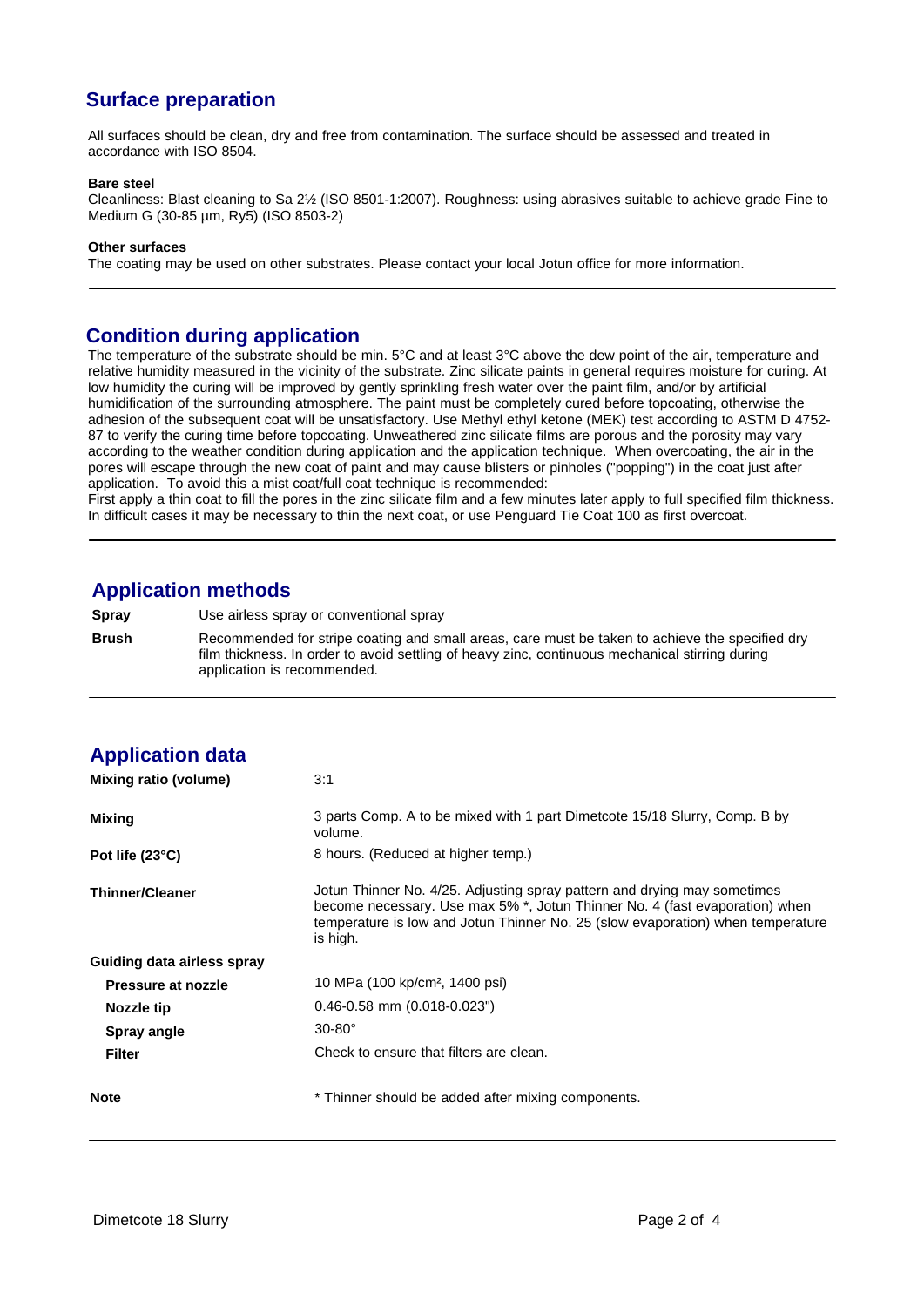## Surface preparation

All surfaces should be clean, dry and free from contamination. The surface should be assessed and treated in accordance with ISO 8504.

**Bare steel**

Cleanliness: Blast cleaning to Sa 2½ (ISO 8501-1:2007). Roughness: using abrasives suitable to achieve grade Fine to Medium G (30-85 µm, Ry5) (ISO 8503-2)

**Other surfaces**

The coating may be used on other substrates. Please contact your local Jotun office for more information.

## Condition during application

The temperature of the substrate should be min. 5°C and at least 3°C above the dew point of the air, temperature and relative humidity measured in the vicinity of the substrate. Zinc silicate paints in general requires moisture for curing. At low humidity the curing will be improved by gently sprinkling fresh water over the paint film, and/or by artificial humidification of the surrounding atmosphere. The paint must be completely cured before topcoating, otherwise the adhesion of the subsequent coat will be unsatisfactory. Use Methyl ethyl ketone (MEK) test according to ASTM D 4752-87 to verify the curing time before topcoating. Unweathered zinc silicate films are porous and the porosity may vary according to the weather condition during application and the application technique. When overcoating, the air in the pores will escape through the new coat of paint and may cause blisters or pinholes ("popping") in the coat just after application. To avoid this a mist coat/full coat technique is recommended:

First apply a thin coat to fill the pores in the zinc silicate film and a few minutes later apply to full specified film thickness. In difficult cases it may be necessary to thin the next coat, or use Penguard Tie Coat 100 as first overcoat.

## Application methods

| | |
|---|---|
| **Spray** | Use airless spray or conventional spray |
| **Brush** | Recommended for stripe coating and small areas, care must be taken to achieve the specified dry film thickness. In order to avoid settling of heavy zinc, continuous mechanical stirring during application is recommended. |

## Application data

| | |
|---|---|
| **Mixing ratio (volume)** | 3:1 |
| **Mixing** | 3 parts Comp. A to be mixed with 1 part Dimetcote 15/18 Slurry, Comp. B by volume. |
| **Pot life (23°C)** | 8 hours. (Reduced at higher temp.) |
| **Thinner/Cleaner** | Jotun Thinner No. 4/25. Adjusting spray pattern and drying may sometimes become necessary. Use max 5% *, Jotun Thinner No. 4 (fast evaporation) when temperature is low and Jotun Thinner No. 25 (slow evaporation) when temperature is high. |
| **Guiding data airless spray** | |
| **Pressure at nozzle** | 10 MPa (100 kp/cm², 1400 psi) |
| **Nozzle tip** | 0.46-0.58 mm (0.018-0.023") |
| **Spray angle** | 30-80° |
| **Filter** | Check to ensure that filters are clean. |
| **Note** | * Thinner should be added after mixing components. |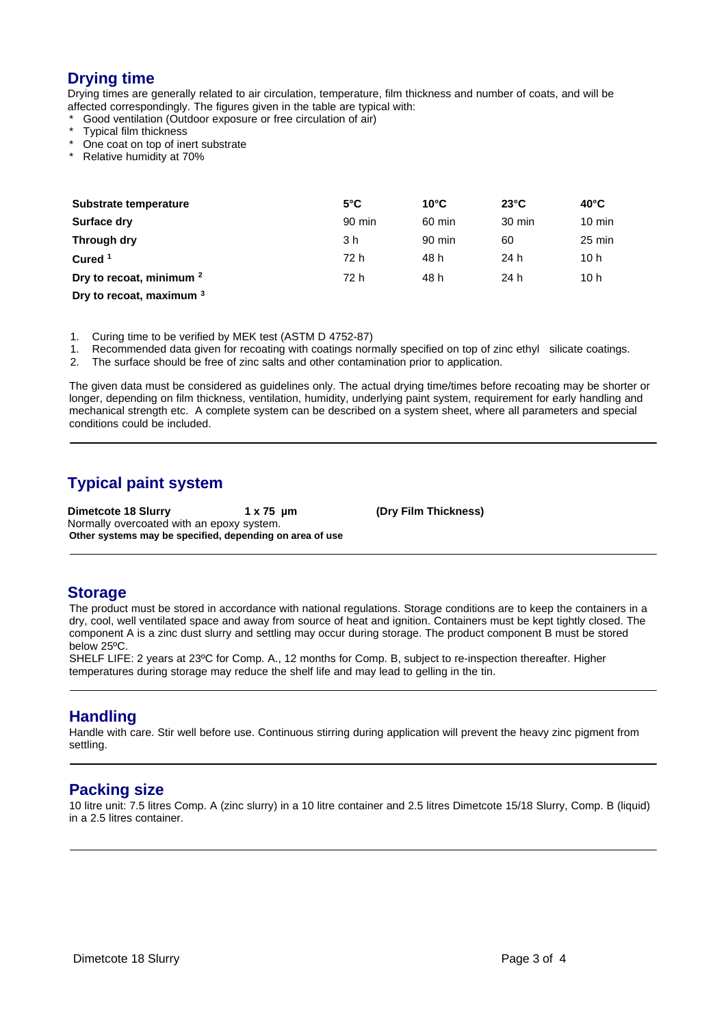## Drying time

Drying times are generally related to air circulation, temperature, film thickness and number of coats, and will be affected correspondingly. The figures given in the table are typical with:

- Good ventilation (Outdoor exposure or free circulation of air)
- Typical film thickness
- One coat on top of inert substrate
- Relative humidity at 70%

| Substrate temperature | 5°C | 10°C | 23°C | 40°C |
|---|---|---|---|---|
| **Surface dry** | 90 min | 60 min | 30 min | 10 min |
| **Through dry** | 3 h | 90 min | 60 | 25 min |
| **Cured** [1] | 72 h | 48 h | 24 h | 10 h |
| **Dry to recoat, minimum** [2] | 72 h | 48 h | 24 h | 10 h |
| **Dry to recoat, maximum** [3] | | | | |

1. Curing time to be verified by MEK test (ASTM D 4752-87)
1. Recommended data given for recoating with coatings normally specified on top of zinc ethyl silicate coatings.
2. The surface should be free of zinc salts and other contamination prior to application.

The given data must be considered as guidelines only. The actual drying time/times before recoating may be shorter or longer, depending on film thickness, ventilation, humidity, underlying paint system, requirement for early handling and mechanical strength etc. A complete system can be described on a system sheet, where all parameters and special conditions could be included.

## Typical paint system

**Dimetcote 18 Slurry** **1 x 75 µm** **(Dry Film Thickness)**

Normally overcoated with an epoxy system.

**Other systems may be specified, depending on area of use**

## Storage

The product must be stored in accordance with national regulations. Storage conditions are to keep the containers in a dry, cool, well ventilated space and away from source of heat and ignition. Containers must be kept tightly closed. The component A is a zinc dust slurry and settling may occur during storage. The product component B must be stored below 25ºC.

SHELF LIFE: 2 years at 23ºC for Comp. A., 12 months for Comp. B, subject to re-inspection thereafter. Higher temperatures during storage may reduce the shelf life and may lead to gelling in the tin.

## Handling

Handle with care. Stir well before use. Continuous stirring during application will prevent the heavy zinc pigment from settling.

## Packing size

10 litre unit: 7.5 litres Comp. A (zinc slurry) in a 10 litre container and 2.5 litres Dimetcote 15/18 Slurry, Comp. B (liquid) in a 2.5 litres container.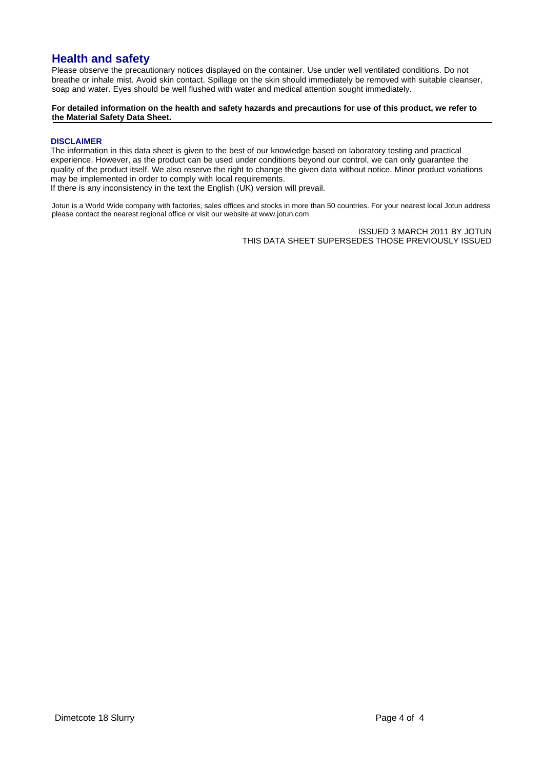## Health and safety

Please observe the precautionary notices displayed on the container. Use under well ventilated conditions. Do not breathe or inhale mist. Avoid skin contact. Spillage on the skin should immediately be removed with suitable cleanser, soap and water. Eyes should be well flushed with water and medical attention sought immediately.

**For detailed information on the health and safety hazards and precautions for use of this product, we refer to the Material Safety Data Sheet.**

### DISCLAIMER

The information in this data sheet is given to the best of our knowledge based on laboratory testing and practical experience. However, as the product can be used under conditions beyond our control, we can only guarantee the quality of the product itself. We also reserve the right to change the given data without notice. Minor product variations may be implemented in order to comply with local requirements.
If there is any inconsistency in the text the English (UK) version will prevail.

Jotun is a World Wide company with factories, sales offices and stocks in more than 50 countries. For your nearest local Jotun address please contact the nearest regional office or visit our website at www.jotun.com

ISSUED 3 MARCH 2011 BY JOTUN
THIS DATA SHEET SUPERSEDES THOSE PREVIOUSLY ISSUED